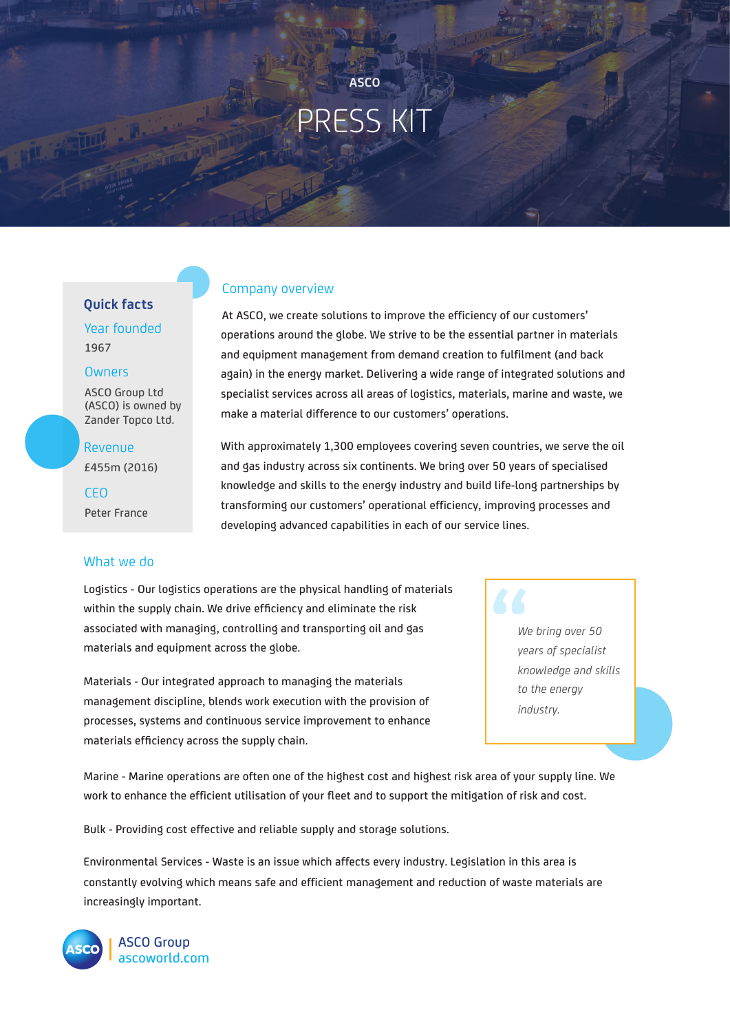ASCO

# PRESS KIT

## Quick facts

**Year founded**

1967

**Owners**

ASCO Group Ltd (ASCO) is owned by Zander Topco Ltd.

**Revenue**

£455m (2016)

**CEO**

Peter France

## Company overview

At ASCO, we create solutions to improve the efficiency of our customers' operations around the globe. We strive to be the essential partner in materials and equipment management from demand creation to fulfilment (and back again) in the energy market. Delivering a wide range of integrated solutions and specialist services across all areas of logistics, materials, marine and waste, we make a material difference to our customers' operations.

With approximately 1,300 employees covering seven countries, we serve the oil and gas industry across six continents. We bring over 50 years of specialised knowledge and skills to the energy industry and build life-long partnerships by transforming our customers' operational efficiency, improving processes and developing advanced capabilities in each of our service lines.

## What we do

Logistics - Our logistics operations are the physical handling of materials within the supply chain. We drive efficiency and eliminate the risk associated with managing, controlling and transporting oil and gas materials and equipment across the globe.

Materials - Our integrated approach to managing the materials management discipline, blends work execution with the provision of processes, systems and continuous service improvement to enhance materials efficiency across the supply chain.

> *We bring over 50 years of specialist knowledge and skills to the energy industry.*

Marine - Marine operations are often one of the highest cost and highest risk area of your supply line. We work to enhance the efficient utilisation of your fleet and to support the mitigation of risk and cost.

Bulk - Providing cost effective and reliable supply and storage solutions.

Environmental Services - Waste is an issue which affects every industry. Legislation in this area is constantly evolving which means safe and efficient management and reduction of waste materials are increasingly important.

ASCO Group
ascoworld.com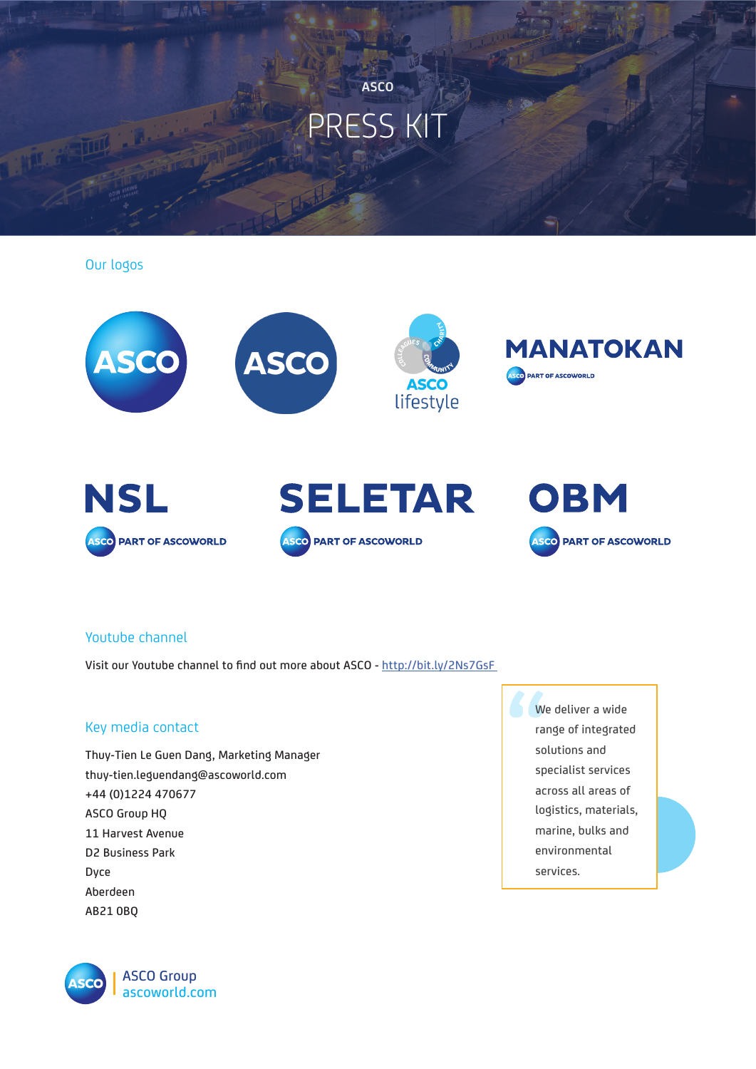ASCO

# PRESS KIT

## Our logos

ASCO

ASCO

ASCO lifestyle

MANATOKAN
ASCO PART OF ASCOWORLD

NSL
ASCO PART OF ASCOWORLD

SELETAR
ASCO PART OF ASCOWORLD

OBM
ASCO PART OF ASCOWORLD

## Youtube channel

Visit our Youtube channel to find out more about ASCO - http://bit.ly/2Ns7GsF

## Key media contact

Thuy-Tien Le Guen Dang, Marketing Manager
thuy-tien.leguendang@ascoworld.com
+44 (0)1224 470677
ASCO Group HQ
11 Harvest Avenue
D2 Business Park
Dyce
Aberdeen
AB21 0BQ

> We deliver a wide range of integrated solutions and specialist services across all areas of logistics, materials, marine, bulks and environmental services.

ASCO Group
ascoworld.com